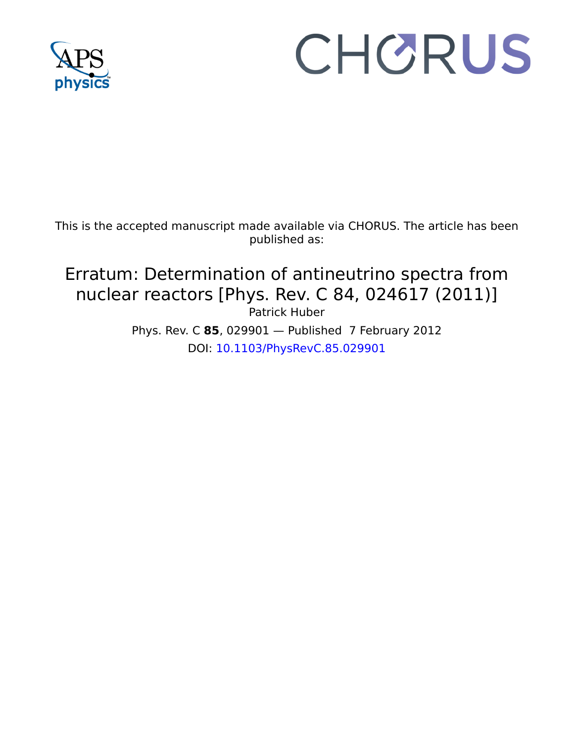This is the accepted manuscript made available via CHORUS. The article has been published as:

# Erratum: Determination of antineutrino spectra from nuclear reactors [Phys. Rev. C 84, 024617 (2011)]

Patrick Huber

Phys. Rev. C **85**, 029901 — Published 7 February 2012

DOI: 10.1103/PhysRevC.85.029901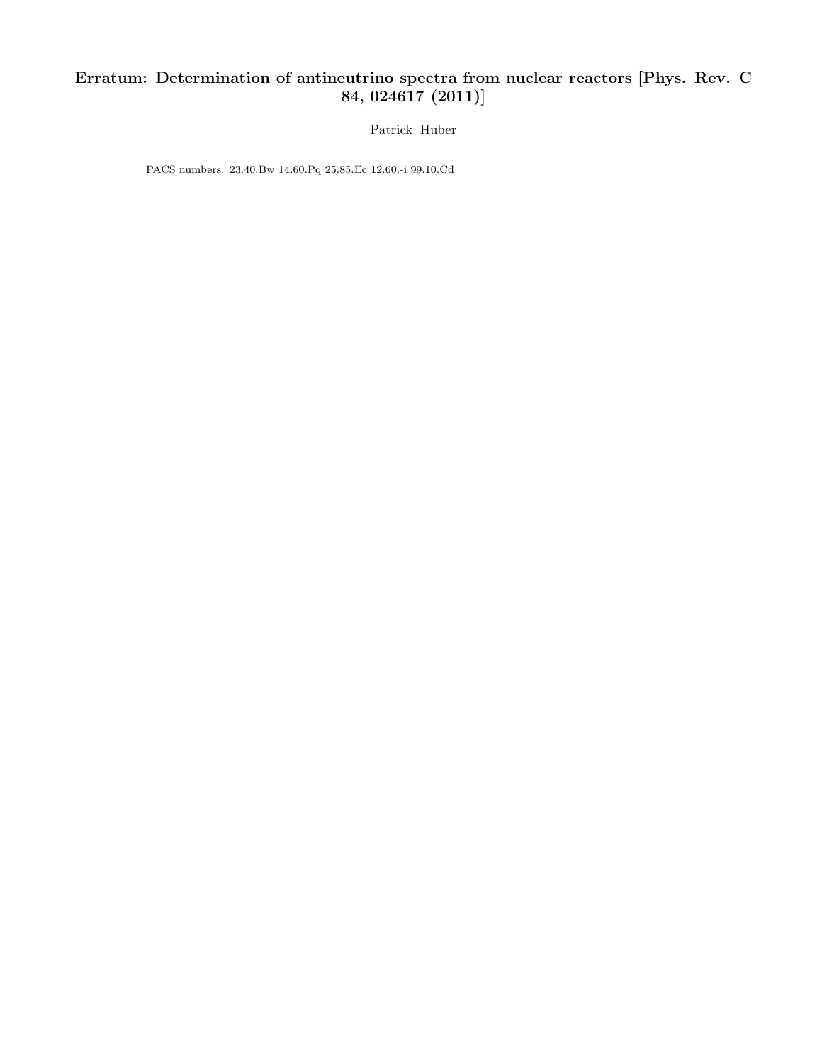# Erratum: Determination of antineutrino spectra from nuclear reactors [Phys. Rev. C 84, 024617 (2011)]

Patrick Huber

PACS numbers: 23.40.Bw 14.60.Pq 25.85.Ec 12.60.-i 99.10.Cd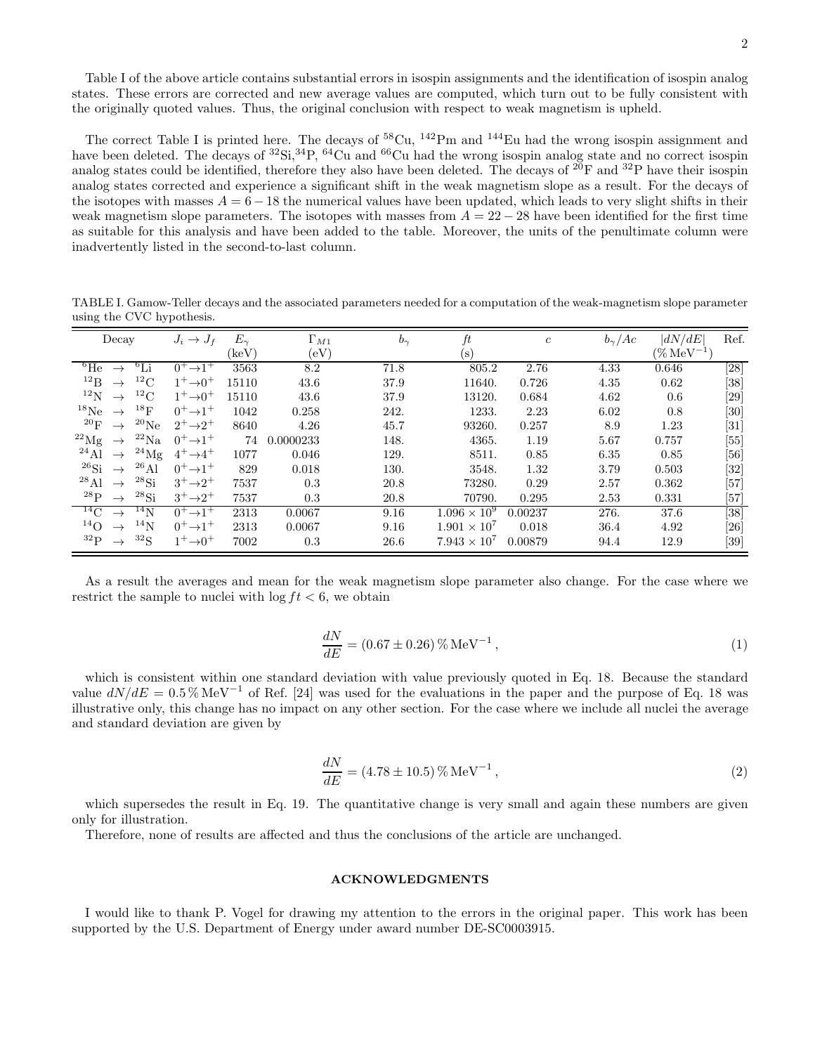Table I of the above article contains substantial errors in isospin assignments and the identification of isospin analog states. These errors are corrected and new average values are computed, which turn out to be fully consistent with the originally quoted values. Thus, the original conclusion with respect to weak magnetism is upheld.

The correct Table I is printed here. The decays of $^{58}$Cu, $^{142}$Pm and $^{144}$Eu had the wrong isospin assignment and have been deleted. The decays of $^{32}$Si,$^{34}$P, $^{64}$Cu and $^{66}$Cu had the wrong isospin analog state and no correct isospin analog states could be identified, therefore they also have been deleted. The decays of $^{20}$F and $^{32}$P have their isospin analog states corrected and experience a significant shift in the weak magnetism slope as a result. For the decays of the isotopes with masses $A = 6-18$ the numerical values have been updated, which leads to very slight shifts in their weak magnetism slope parameters. The isotopes with masses from $A = 22-28$ have been identified for the first time as suitable for this analysis and have been added to the table. Moreover, the units of the penultimate column were inadvertently listed in the second-to-last column.

TABLE I. Gamow-Teller decays and the associated parameters needed for a computation of the weak-magnetism slope parameter using the CVC hypothesis.

| Decay | $J_i \to J_f$ | $E_\gamma$ (keV) | $\Gamma_{M1}$ (eV) | $b_\gamma$ | $ft$ (s) | $c$ | $b_\gamma/Ac$ | $\lvert dN/dE\rvert$ (% MeV$^{-1}$) | Ref. |
|---|---|---|---|---|---|---|---|---|---|
| $^6$He $\to$ $^6$Li | $0^+\to1^+$ | 3563 | 8.2 | 71.8 | 805.2 | 2.76 | 4.33 | 0.646 | [28] |
| $^{12}$B $\to$ $^{12}$C | $1^+\to0^+$ | 15110 | 43.6 | 37.9 | 11640. | 0.726 | 4.35 | 0.62 | [38] |
| $^{12}$N $\to$ $^{12}$C | $1^+\to0^+$ | 15110 | 43.6 | 37.9 | 13120. | 0.684 | 4.62 | 0.6 | [29] |
| $^{18}$Ne $\to$ $^{18}$F | $0^+\to1^+$ | 1042 | 0.258 | 242. | 1233. | 2.23 | 6.02 | 0.8 | [30] |
| $^{20}$F $\to$ $^{20}$Ne | $2^+\to2^+$ | 8640 | 4.26 | 45.7 | 93260. | 0.257 | 8.9 | 1.23 | [31] |
| $^{22}$Mg $\to$ $^{22}$Na | $0^+\to1^+$ | 74 | 0.0000233 | 148. | 4365. | 1.19 | 5.67 | 0.757 | [55] |
| $^{24}$Al $\to$ $^{24}$Mg | $4^+\to4^+$ | 1077 | 0.046 | 129. | 8511. | 0.85 | 6.35 | 0.85 | [56] |
| $^{26}$Si $\to$ $^{26}$Al | $0^+\to1^+$ | 829 | 0.018 | 130. | 3548. | 1.32 | 3.79 | 0.503 | [32] |
| $^{28}$Al $\to$ $^{28}$Si | $3^+\to2^+$ | 7537 | 0.3 | 20.8 | 73280. | 0.29 | 2.57 | 0.362 | [57] |
| $^{28}$P $\to$ $^{28}$Si | $3^+\to2^+$ | 7537 | 0.3 | 20.8 | 70790. | 0.295 | 2.53 | 0.331 | [57] |
| $^{14}$C $\to$ $^{14}$N | $0^+\to1^+$ | 2313 | 0.0067 | 9.16 | $1.096\times10^9$ | 0.00237 | 276. | 37.6 | [38] |
| $^{14}$O $\to$ $^{14}$N | $0^+\to1^+$ | 2313 | 0.0067 | 9.16 | $1.901\times10^7$ | 0.018 | 36.4 | 4.92 | [26] |
| $^{32}$P $\to$ $^{32}$S | $1^+\to0^+$ | 7002 | 0.3 | 26.6 | $7.943\times10^7$ | 0.00879 | 94.4 | 12.9 | [39] |

As a result the averages and mean for the weak magnetism slope parameter also change. For the case where we restrict the sample to nuclei with $\log ft < 6$, we obtain

$$\frac{dN}{dE} = (0.67 \pm 0.26)\,\%\,\mathrm{MeV}^{-1}\,, \tag{1}$$

which is consistent within one standard deviation with value previously quoted in Eq. 18. Because the standard value $dN/dE = 0.5\,\%\,\mathrm{MeV}^{-1}$ of Ref. [24] was used for the evaluations in the paper and the purpose of Eq. 18 was illustrative only, this change has no impact on any other section. For the case where we include all nuclei the average and standard deviation are given by

$$\frac{dN}{dE} = (4.78 \pm 10.5)\,\%\,\mathrm{MeV}^{-1}\,, \tag{2}$$

which supersedes the result in Eq. 19. The quantitative change is very small and again these numbers are given only for illustration.

Therefore, none of results are affected and thus the conclusions of the article are unchanged.

## ACKNOWLEDGMENTS

I would like to thank P. Vogel for drawing my attention to the errors in the original paper. This work has been supported by the U.S. Department of Energy under award number DE-SC0003915.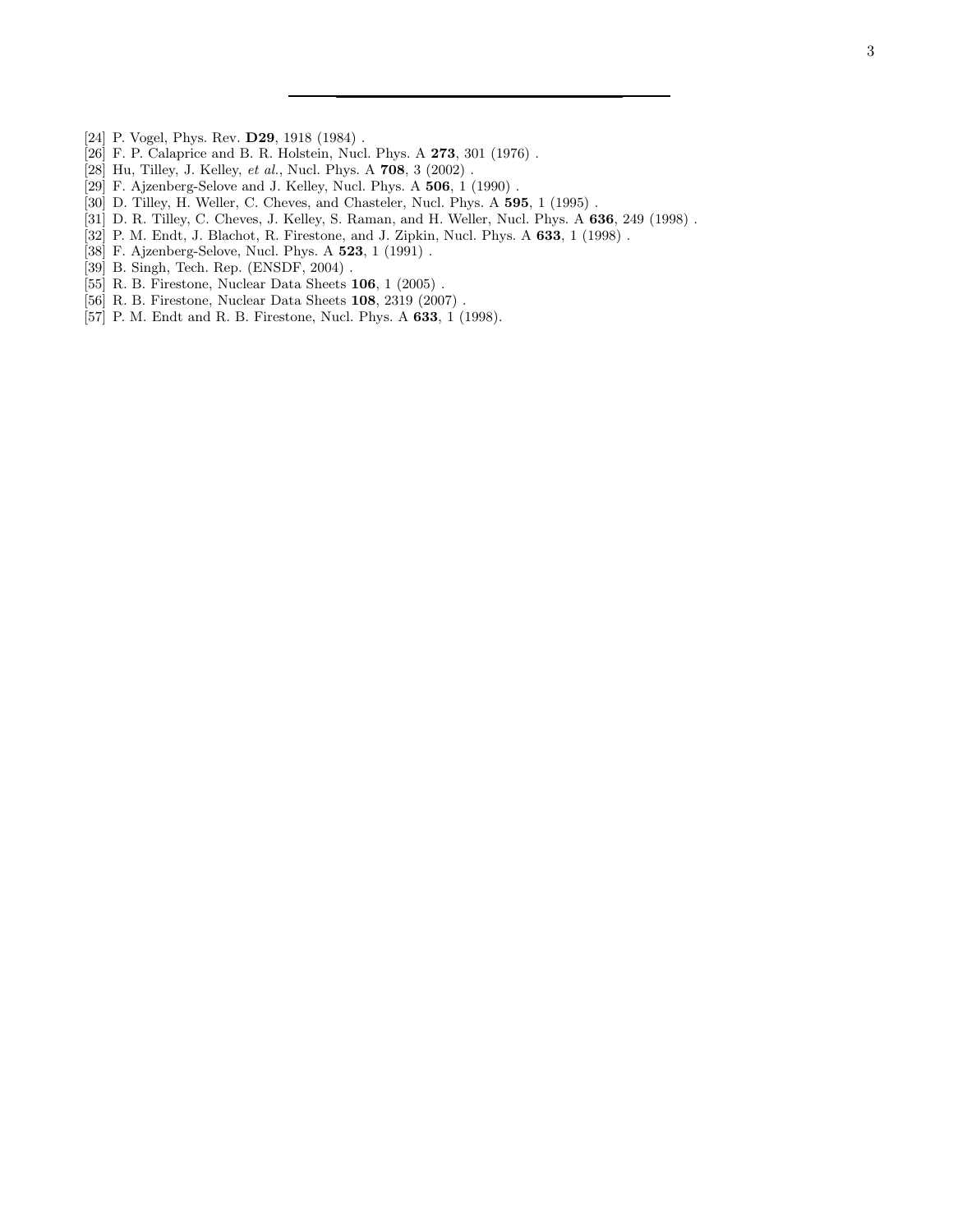[24] P. Vogel, Phys. Rev. **D29**, 1918 (1984) .

[26] F. P. Calaprice and B. R. Holstein, Nucl. Phys. A **273**, 301 (1976) .

[28] Hu, Tilley, J. Kelley, *et al.*, Nucl. Phys. A **708**, 3 (2002) .

[29] F. Ajzenberg-Selove and J. Kelley, Nucl. Phys. A **506**, 1 (1990) .

[30] D. Tilley, H. Weller, C. Cheves, and Chasteler, Nucl. Phys. A **595**, 1 (1995) .

[31] D. R. Tilley, C. Cheves, J. Kelley, S. Raman, and H. Weller, Nucl. Phys. A **636**, 249 (1998) .

[32] P. M. Endt, J. Blachot, R. Firestone, and J. Zipkin, Nucl. Phys. A **633**, 1 (1998) .

[38] F. Ajzenberg-Selove, Nucl. Phys. A **523**, 1 (1991) .

[39] B. Singh, Tech. Rep. (ENSDF, 2004) .

[55] R. B. Firestone, Nuclear Data Sheets **106**, 1 (2005) .

[56] R. B. Firestone, Nuclear Data Sheets **108**, 2319 (2007) .

[57] P. M. Endt and R. B. Firestone, Nucl. Phys. A **633**, 1 (1998).